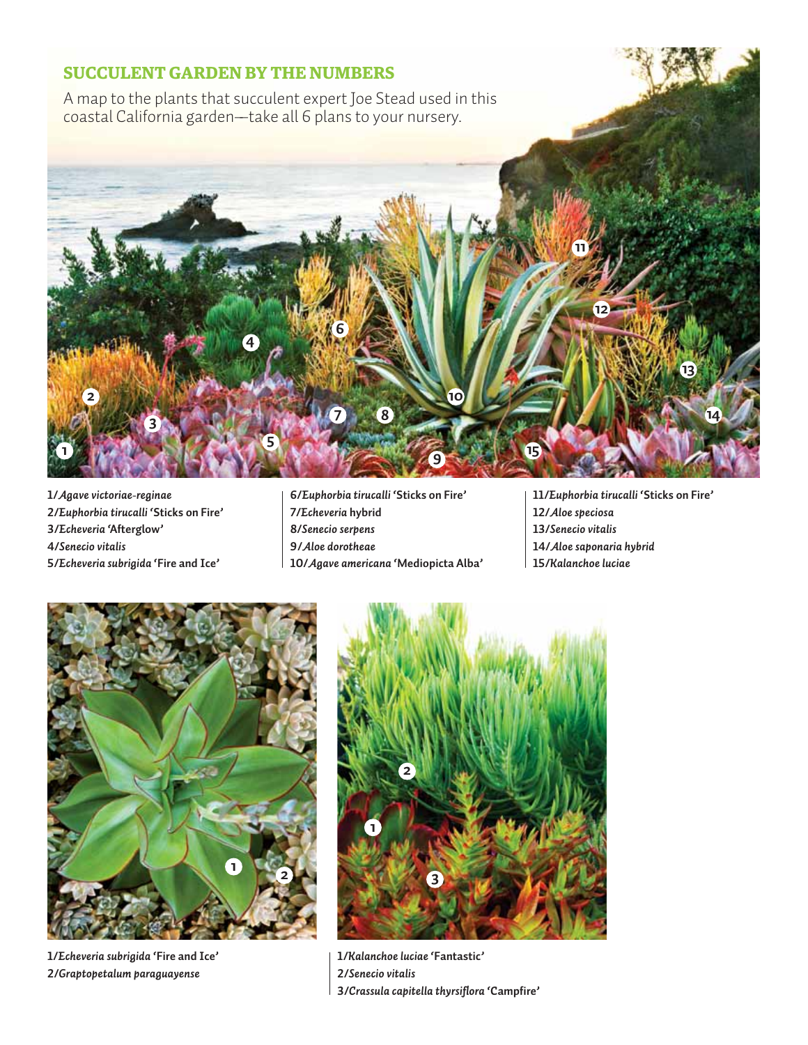## SUCCULENT GARDEN BY THE NUMBERS

A map to the plants that succulent expert Joe Stead used in this coastal California garden—take all 6 plans to your nursery.

1/*Agave victoriae-reginae*
2/*Euphorbia tirucalli* 'Sticks on Fire'
3/*Echeveria* 'Afterglow'
4/*Senecio vitalis*
5/*Echeveria subrigida* 'Fire and Ice'
6/*Euphorbia tirucalli* 'Sticks on Fire'
7/*Echeveria* hybrid
8/*Senecio serpens*
9/*Aloe dorotheae*
10/*Agave americana* 'Mediopicta Alba'
11/*Euphorbia tirucalli* 'Sticks on Fire'
12/*Aloe speciosa*
13/*Senecio vitalis*
14/*Aloe saponaria* hybrid
15/*Kalanchoe luciae*

1/*Echeveria subrigida* 'Fire and Ice'
2/*Graptopetalum paraguayense*

1/*Kalanchoe luciae* 'Fantastic'
2/*Senecio vitalis*
3/*Crassula capitella thyrsiflora* 'Campfire'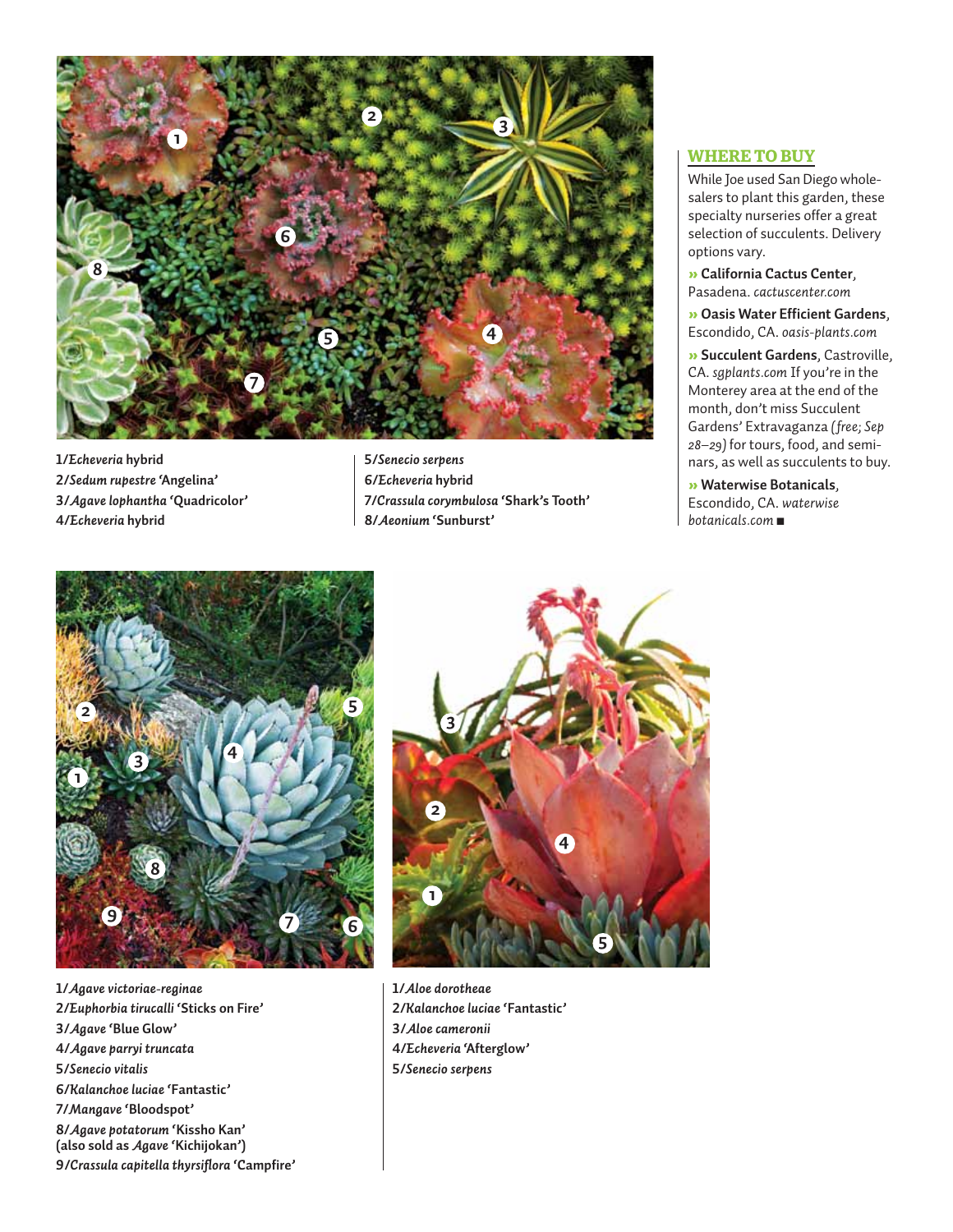1/*Echeveria* hybrid
2/*Sedum rupestre* 'Angelina'
3/*Agave lophantha* 'Quadricolor'
4/*Echeveria* hybrid
5/*Senecio serpens*
6/*Echeveria* hybrid
7/*Crassula corymbulosa* 'Shark's Tooth'
8/*Aeonium* 'Sunburst'

## WHERE TO BUY

While Joe used San Diego wholesalers to plant this garden, these specialty nurseries offer a great selection of succulents. Delivery options vary.

» **California Cactus Center**, Pasadena. *cactuscenter.com*

» **Oasis Water Efficient Gardens**, Escondido, CA. *oasis-plants.com*

» **Succulent Gardens**, Castroville, CA. *sgplants.com* If you're in the Monterey area at the end of the month, don't miss Succulent Gardens' Extravaganza (*free; Sep 28–29*) for tours, food, and seminars, as well as succulents to buy.

» **Waterwise Botanicals**, Escondido, CA. *waterwise botanicals.com* ■

1/*Agave victoriae-reginae*
2/*Euphorbia tirucalli* 'Sticks on Fire'
3/*Agave* 'Blue Glow'
4/*Agave parryi truncata*
5/*Senecio vitalis*
6/*Kalanchoe luciae* 'Fantastic'
7/*Mangave* 'Bloodspot'
8/*Agave potatorum* 'Kissho Kan' (also sold as *Agave* 'Kichijokan')
9/*Crassula capitella thyrsiflora* 'Campfire'

1/*Aloe dorotheae*
2/*Kalanchoe luciae* 'Fantastic'
3/*Aloe cameronii*
4/*Echeveria* 'Afterglow'
5/*Senecio serpens*